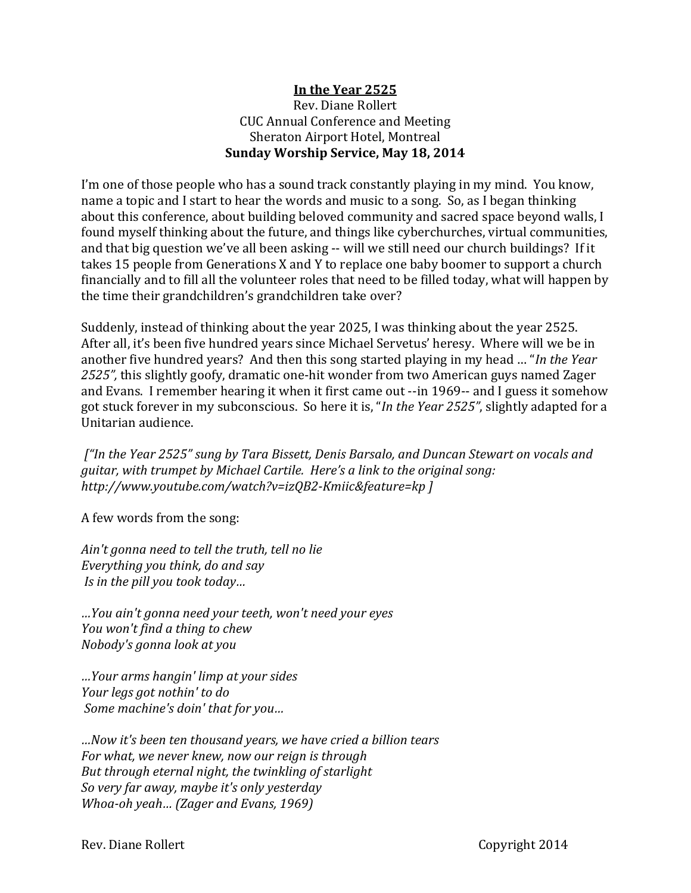# In the Year 2525

Rev. Diane Rollert
CUC Annual Conference and Meeting
Sheraton Airport Hotel, Montreal
**Sunday Worship Service, May 18, 2014**

I'm one of those people who has a sound track constantly playing in my mind. You know, name a topic and I start to hear the words and music to a song. So, as I began thinking about this conference, about building beloved community and sacred space beyond walls, I found myself thinking about the future, and things like cyberchurches, virtual communities, and that big question we've all been asking -- will we still need our church buildings? If it takes 15 people from Generations X and Y to replace one baby boomer to support a church financially and to fill all the volunteer roles that need to be filled today, what will happen by the time their grandchildren's grandchildren take over?

Suddenly, instead of thinking about the year 2025, I was thinking about the year 2525. After all, it's been five hundred years since Michael Servetus' heresy. Where will we be in another five hundred years? And then this song started playing in my head … "*In the Year 2525",* this slightly goofy, dramatic one-hit wonder from two American guys named Zager and Evans. I remember hearing it when it first came out --in 1969-- and I guess it somehow got stuck forever in my subconscious. So here it is, "*In the Year 2525"*, slightly adapted for a Unitarian audience.

*["In the Year 2525" sung by Tara Bissett, Denis Barsalo, and Duncan Stewart on vocals and guitar, with trumpet by Michael Cartile. Here's a link to the original song: http://www.youtube.com/watch?v=izQB2-Kmiic&feature=kp ]*

A few words from the song:

*Ain't gonna need to tell the truth, tell no lie*
*Everything you think, do and say*
*Is in the pill you took today…*

*…You ain't gonna need your teeth, won't need your eyes*
*You won't find a thing to chew*
*Nobody's gonna look at you*

*…Your arms hangin' limp at your sides*
*Your legs got nothin' to do*
*Some machine's doin' that for you…*

*…Now it's been ten thousand years, we have cried a billion tears*
*For what, we never knew, now our reign is through*
*But through eternal night, the twinkling of starlight*
*So very far away, maybe it's only yesterday*
*Whoa-oh yeah… (Zager and Evans, 1969)*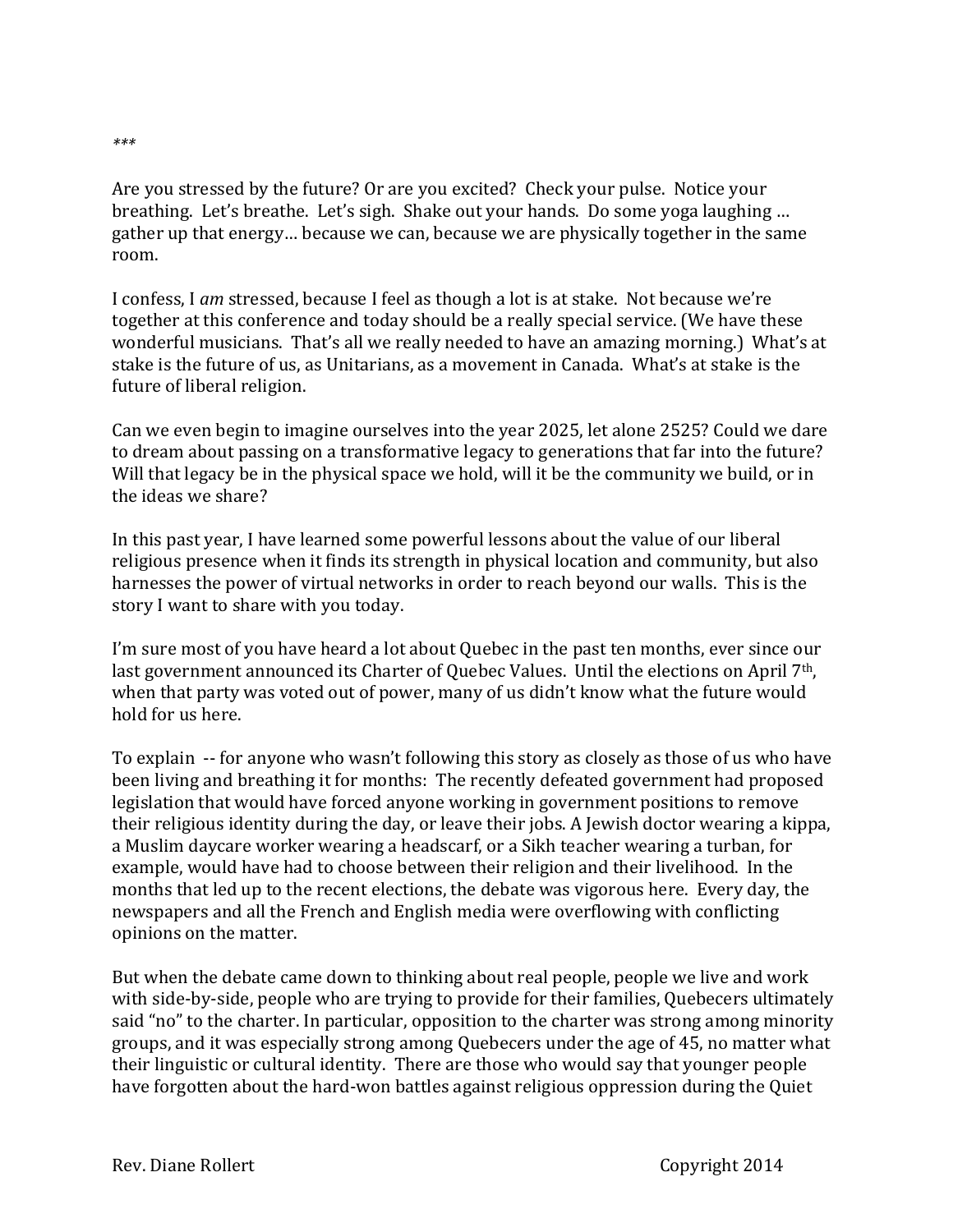***

Are you stressed by the future? Or are you excited? Check your pulse. Notice your breathing. Let's breathe. Let's sigh. Shake out your hands. Do some yoga laughing … gather up that energy… because we can, because we are physically together in the same room.

I confess, I *am* stressed, because I feel as though a lot is at stake. Not because we're together at this conference and today should be a really special service. (We have these wonderful musicians. That's all we really needed to have an amazing morning.) What's at stake is the future of us, as Unitarians, as a movement in Canada. What's at stake is the future of liberal religion.

Can we even begin to imagine ourselves into the year 2025, let alone 2525? Could we dare to dream about passing on a transformative legacy to generations that far into the future? Will that legacy be in the physical space we hold, will it be the community we build, or in the ideas we share?

In this past year, I have learned some powerful lessons about the value of our liberal religious presence when it finds its strength in physical location and community, but also harnesses the power of virtual networks in order to reach beyond our walls. This is the story I want to share with you today.

I'm sure most of you have heard a lot about Quebec in the past ten months, ever since our last government announced its Charter of Quebec Values. Until the elections on April 7th, when that party was voted out of power, many of us didn't know what the future would hold for us here.

To explain -- for anyone who wasn't following this story as closely as those of us who have been living and breathing it for months: The recently defeated government had proposed legislation that would have forced anyone working in government positions to remove their religious identity during the day, or leave their jobs. A Jewish doctor wearing a kippa, a Muslim daycare worker wearing a headscarf, or a Sikh teacher wearing a turban, for example, would have had to choose between their religion and their livelihood. In the months that led up to the recent elections, the debate was vigorous here. Every day, the newspapers and all the French and English media were overflowing with conflicting opinions on the matter.

But when the debate came down to thinking about real people, people we live and work with side-by-side, people who are trying to provide for their families, Quebecers ultimately said "no" to the charter. In particular, opposition to the charter was strong among minority groups, and it was especially strong among Quebecers under the age of 45, no matter what their linguistic or cultural identity. There are those who would say that younger people have forgotten about the hard-won battles against religious oppression during the Quiet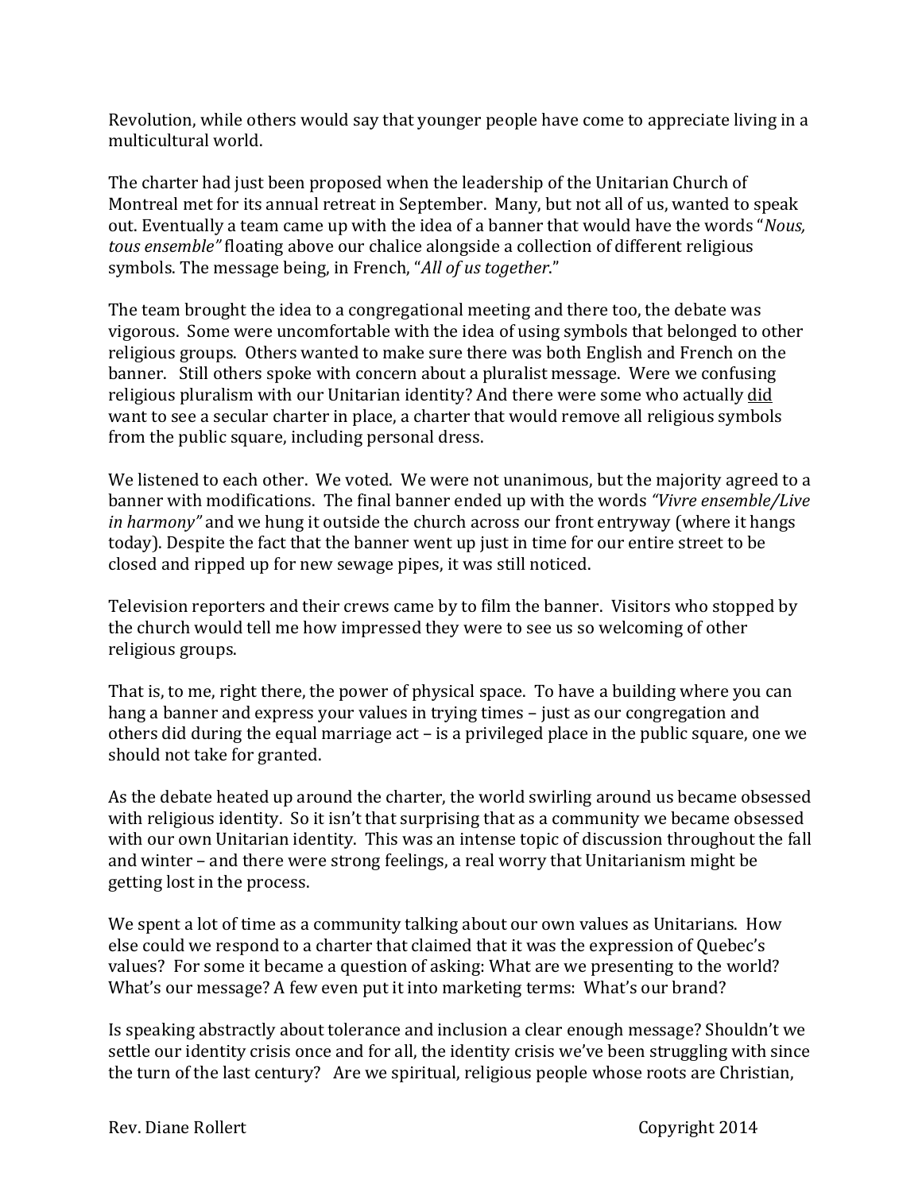Revolution, while others would say that younger people have come to appreciate living in a multicultural world.

The charter had just been proposed when the leadership of the Unitarian Church of Montreal met for its annual retreat in September. Many, but not all of us, wanted to speak out. Eventually a team came up with the idea of a banner that would have the words "*Nous, tous ensemble"* floating above our chalice alongside a collection of different religious symbols. The message being, in French, "*All of us together*."

The team brought the idea to a congregational meeting and there too, the debate was vigorous. Some were uncomfortable with the idea of using symbols that belonged to other religious groups. Others wanted to make sure there was both English and French on the banner. Still others spoke with concern about a pluralist message. Were we confusing religious pluralism with our Unitarian identity? And there were some who actually <u>did</u> want to see a secular charter in place, a charter that would remove all religious symbols from the public square, including personal dress.

We listened to each other. We voted. We were not unanimous, but the majority agreed to a banner with modifications. The final banner ended up with the words *"Vivre ensemble/Live in harmony"* and we hung it outside the church across our front entryway (where it hangs today). Despite the fact that the banner went up just in time for our entire street to be closed and ripped up for new sewage pipes, it was still noticed.

Television reporters and their crews came by to film the banner. Visitors who stopped by the church would tell me how impressed they were to see us so welcoming of other religious groups.

That is, to me, right there, the power of physical space. To have a building where you can hang a banner and express your values in trying times – just as our congregation and others did during the equal marriage act – is a privileged place in the public square, one we should not take for granted.

As the debate heated up around the charter, the world swirling around us became obsessed with religious identity. So it isn't that surprising that as a community we became obsessed with our own Unitarian identity. This was an intense topic of discussion throughout the fall and winter – and there were strong feelings, a real worry that Unitarianism might be getting lost in the process.

We spent a lot of time as a community talking about our own values as Unitarians. How else could we respond to a charter that claimed that it was the expression of Quebec's values? For some it became a question of asking: What are we presenting to the world? What's our message? A few even put it into marketing terms: What's our brand?

Is speaking abstractly about tolerance and inclusion a clear enough message? Shouldn't we settle our identity crisis once and for all, the identity crisis we've been struggling with since the turn of the last century? Are we spiritual, religious people whose roots are Christian,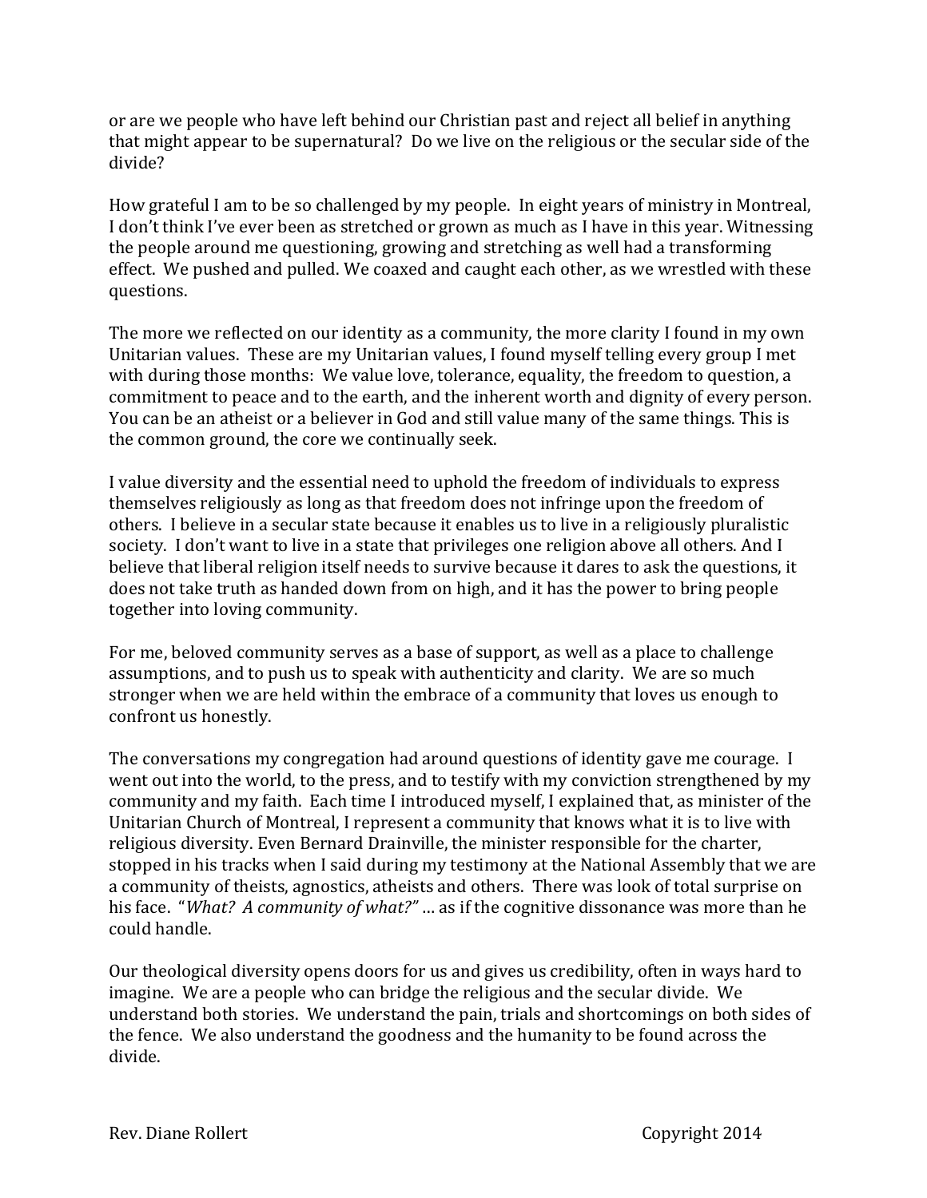or are we people who have left behind our Christian past and reject all belief in anything that might appear to be supernatural? Do we live on the religious or the secular side of the divide?

How grateful I am to be so challenged by my people. In eight years of ministry in Montreal, I don't think I've ever been as stretched or grown as much as I have in this year. Witnessing the people around me questioning, growing and stretching as well had a transforming effect. We pushed and pulled. We coaxed and caught each other, as we wrestled with these questions.

The more we reflected on our identity as a community, the more clarity I found in my own Unitarian values. These are my Unitarian values, I found myself telling every group I met with during those months: We value love, tolerance, equality, the freedom to question, a commitment to peace and to the earth, and the inherent worth and dignity of every person. You can be an atheist or a believer in God and still value many of the same things. This is the common ground, the core we continually seek.

I value diversity and the essential need to uphold the freedom of individuals to express themselves religiously as long as that freedom does not infringe upon the freedom of others. I believe in a secular state because it enables us to live in a religiously pluralistic society. I don't want to live in a state that privileges one religion above all others. And I believe that liberal religion itself needs to survive because it dares to ask the questions, it does not take truth as handed down from on high, and it has the power to bring people together into loving community.

For me, beloved community serves as a base of support, as well as a place to challenge assumptions, and to push us to speak with authenticity and clarity. We are so much stronger when we are held within the embrace of a community that loves us enough to confront us honestly.

The conversations my congregation had around questions of identity gave me courage. I went out into the world, to the press, and to testify with my conviction strengthened by my community and my faith. Each time I introduced myself, I explained that, as minister of the Unitarian Church of Montreal, I represent a community that knows what it is to live with religious diversity. Even Bernard Drainville, the minister responsible for the charter, stopped in his tracks when I said during my testimony at the National Assembly that we are a community of theists, agnostics, atheists and others. There was look of total surprise on his face. "*What? A community of what?*" … as if the cognitive dissonance was more than he could handle.

Our theological diversity opens doors for us and gives us credibility, often in ways hard to imagine. We are a people who can bridge the religious and the secular divide. We understand both stories. We understand the pain, trials and shortcomings on both sides of the fence. We also understand the goodness and the humanity to be found across the divide.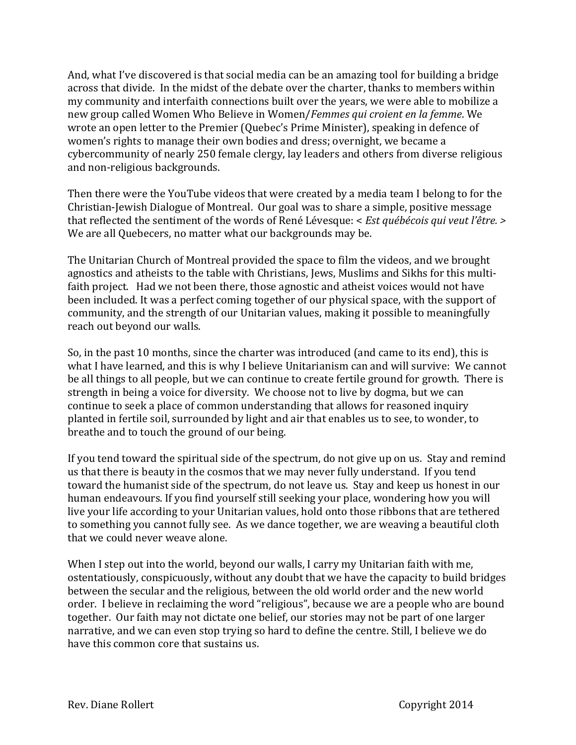And, what I've discovered is that social media can be an amazing tool for building a bridge across that divide. In the midst of the debate over the charter, thanks to members within my community and interfaith connections built over the years, we were able to mobilize a new group called Women Who Believe in Women/*Femmes qui croient en la femme*. We wrote an open letter to the Premier (Quebec's Prime Minister), speaking in defence of women's rights to manage their own bodies and dress; overnight, we became a cybercommunity of nearly 250 female clergy, lay leaders and others from diverse religious and non-religious backgrounds.

Then there were the YouTube videos that were created by a media team I belong to for the Christian-Jewish Dialogue of Montreal. Our goal was to share a simple, positive message that reflected the sentiment of the words of René Lévesque: < *Est québécois qui veut l'être.* > We are all Quebecers, no matter what our backgrounds may be.

The Unitarian Church of Montreal provided the space to film the videos, and we brought agnostics and atheists to the table with Christians, Jews, Muslims and Sikhs for this multi-faith project. Had we not been there, those agnostic and atheist voices would not have been included. It was a perfect coming together of our physical space, with the support of community, and the strength of our Unitarian values, making it possible to meaningfully reach out beyond our walls.

So, in the past 10 months, since the charter was introduced (and came to its end), this is what I have learned, and this is why I believe Unitarianism can and will survive: We cannot be all things to all people, but we can continue to create fertile ground for growth. There is strength in being a voice for diversity. We choose not to live by dogma, but we can continue to seek a place of common understanding that allows for reasoned inquiry planted in fertile soil, surrounded by light and air that enables us to see, to wonder, to breathe and to touch the ground of our being.

If you tend toward the spiritual side of the spectrum, do not give up on us. Stay and remind us that there is beauty in the cosmos that we may never fully understand. If you tend toward the humanist side of the spectrum, do not leave us. Stay and keep us honest in our human endeavours. If you find yourself still seeking your place, wondering how you will live your life according to your Unitarian values, hold onto those ribbons that are tethered to something you cannot fully see. As we dance together, we are weaving a beautiful cloth that we could never weave alone.

When I step out into the world, beyond our walls, I carry my Unitarian faith with me, ostentatiously, conspicuously, without any doubt that we have the capacity to build bridges between the secular and the religious, between the old world order and the new world order. I believe in reclaiming the word "religious", because we are a people who are bound together. Our faith may not dictate one belief, our stories may not be part of one larger narrative, and we can even stop trying so hard to define the centre. Still, I believe we do have this common core that sustains us.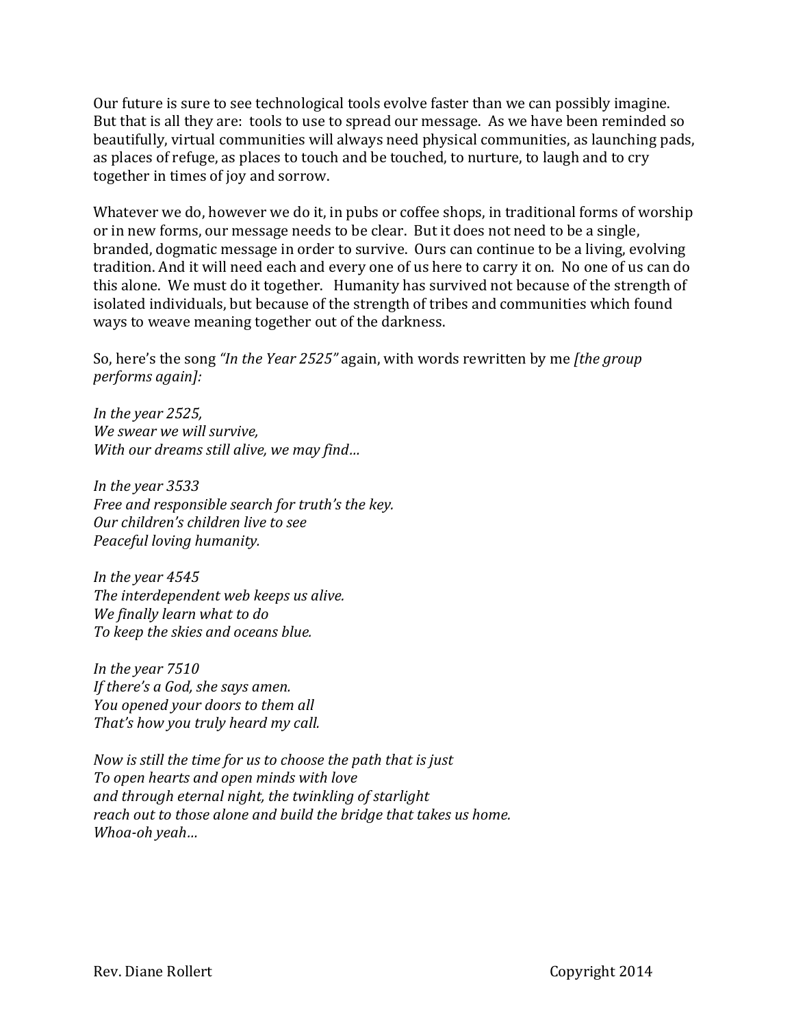Our future is sure to see technological tools evolve faster than we can possibly imagine. But that is all they are: tools to use to spread our message. As we have been reminded so beautifully, virtual communities will always need physical communities, as launching pads, as places of refuge, as places to touch and be touched, to nurture, to laugh and to cry together in times of joy and sorrow.

Whatever we do, however we do it, in pubs or coffee shops, in traditional forms of worship or in new forms, our message needs to be clear. But it does not need to be a single, branded, dogmatic message in order to survive. Ours can continue to be a living, evolving tradition. And it will need each and every one of us here to carry it on. No one of us can do this alone. We must do it together. Humanity has survived not because of the strength of isolated individuals, but because of the strength of tribes and communities which found ways to weave meaning together out of the darkness.

So, here's the song *"In the Year 2525"* again, with words rewritten by me *[the group performs again]:*

*In the year 2525,*
*We swear we will survive,*
*With our dreams still alive, we may find…*

*In the year 3533*
*Free and responsible search for truth's the key.*
*Our children's children live to see*
*Peaceful loving humanity.*

*In the year 4545*
*The interdependent web keeps us alive.*
*We finally learn what to do*
*To keep the skies and oceans blue.*

*In the year 7510*
*If there's a God, she says amen.*
*You opened your doors to them all*
*That's how you truly heard my call.*

*Now is still the time for us to choose the path that is just*
*To open hearts and open minds with love*
*and through eternal night, the twinkling of starlight*
*reach out to those alone and build the bridge that takes us home.*
*Whoa-oh yeah…*